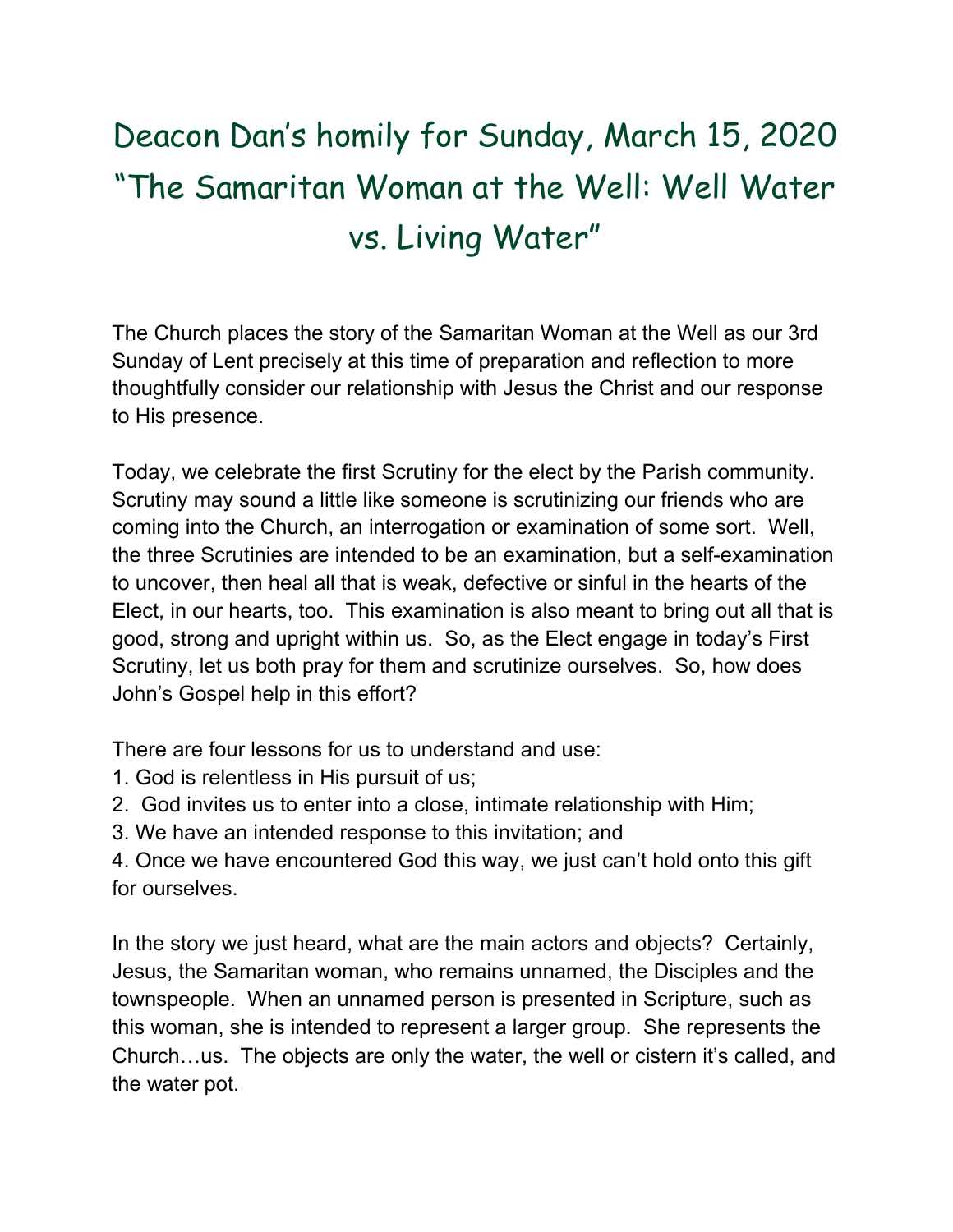# Deacon Dan's homily for Sunday, March 15, 2020 "The Samaritan Woman at the Well: Well Water vs. Living Water"

The Church places the story of the Samaritan Woman at the Well as our 3rd Sunday of Lent precisely at this time of preparation and reflection to more thoughtfully consider our relationship with Jesus the Christ and our response to His presence.

Today, we celebrate the first Scrutiny for the elect by the Parish community. Scrutiny may sound a little like someone is scrutinizing our friends who are coming into the Church, an interrogation or examination of some sort. Well, the three Scrutinies are intended to be an examination, but a self-examination to uncover, then heal all that is weak, defective or sinful in the hearts of the Elect, in our hearts, too. This examination is also meant to bring out all that is good, strong and upright within us. So, as the Elect engage in today's First Scrutiny, let us both pray for them and scrutinize ourselves. So, how does John's Gospel help in this effort?

There are four lessons for us to understand and use:

1. God is relentless in His pursuit of us;
2. God invites us to enter into a close, intimate relationship with Him;
3. We have an intended response to this invitation; and
4. Once we have encountered God this way, we just can't hold onto this gift for ourselves.

In the story we just heard, what are the main actors and objects? Certainly, Jesus, the Samaritan woman, who remains unnamed, the Disciples and the townspeople. When an unnamed person is presented in Scripture, such as this woman, she is intended to represent a larger group. She represents the Church…us. The objects are only the water, the well or cistern it's called, and the water pot.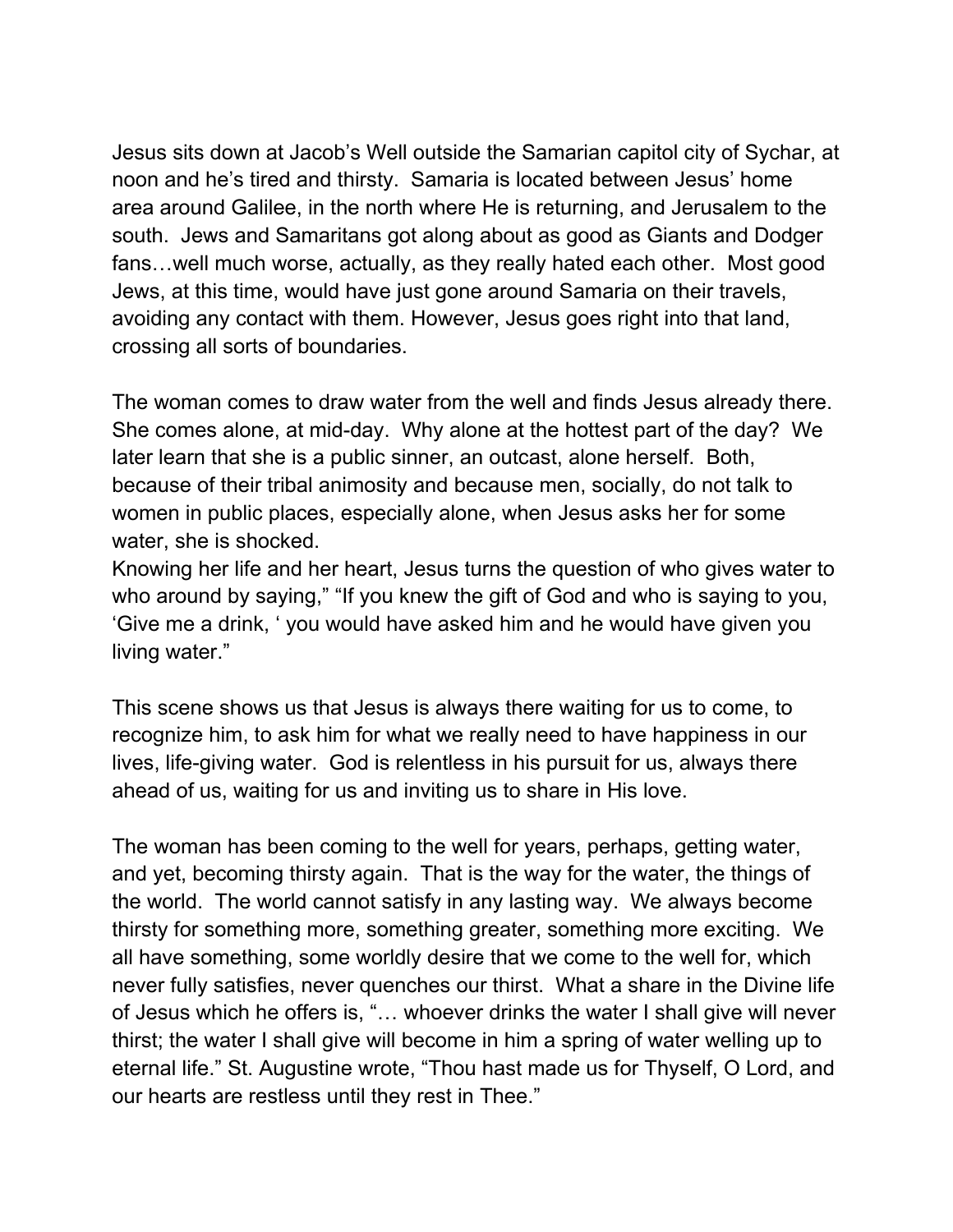Jesus sits down at Jacob's Well outside the Samarian capitol city of Sychar, at noon and he's tired and thirsty. Samaria is located between Jesus' home area around Galilee, in the north where He is returning, and Jerusalem to the south. Jews and Samaritans got along about as good as Giants and Dodger fans…well much worse, actually, as they really hated each other. Most good Jews, at this time, would have just gone around Samaria on their travels, avoiding any contact with them. However, Jesus goes right into that land, crossing all sorts of boundaries.

The woman comes to draw water from the well and finds Jesus already there. She comes alone, at mid-day. Why alone at the hottest part of the day? We later learn that she is a public sinner, an outcast, alone herself. Both, because of their tribal animosity and because men, socially, do not talk to women in public places, especially alone, when Jesus asks her for some water, she is shocked.
Knowing her life and her heart, Jesus turns the question of who gives water to who around by saying," "If you knew the gift of God and who is saying to you, 'Give me a drink, ' you would have asked him and he would have given you living water."

This scene shows us that Jesus is always there waiting for us to come, to recognize him, to ask him for what we really need to have happiness in our lives, life-giving water. God is relentless in his pursuit for us, always there ahead of us, waiting for us and inviting us to share in His love.

The woman has been coming to the well for years, perhaps, getting water, and yet, becoming thirsty again. That is the way for the water, the things of the world. The world cannot satisfy in any lasting way. We always become thirsty for something more, something greater, something more exciting. We all have something, some worldly desire that we come to the well for, which never fully satisfies, never quenches our thirst. What a share in the Divine life of Jesus which he offers is, "… whoever drinks the water I shall give will never thirst; the water I shall give will become in him a spring of water welling up to eternal life." St. Augustine wrote, "Thou hast made us for Thyself, O Lord, and our hearts are restless until they rest in Thee."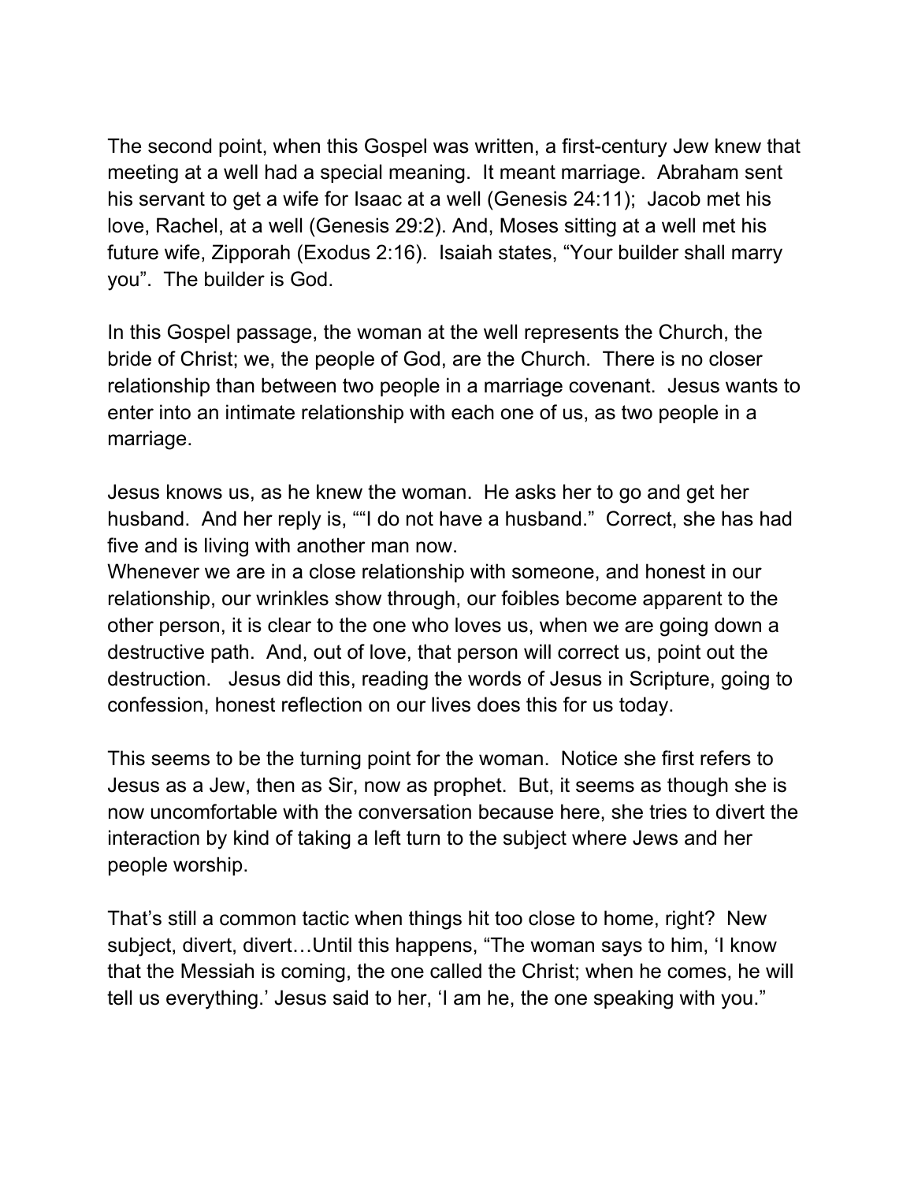The second point, when this Gospel was written, a first-century Jew knew that meeting at a well had a special meaning. It meant marriage. Abraham sent his servant to get a wife for Isaac at a well (Genesis 24:11); Jacob met his love, Rachel, at a well (Genesis 29:2). And, Moses sitting at a well met his future wife, Zipporah (Exodus 2:16). Isaiah states, "Your builder shall marry you". The builder is God.

In this Gospel passage, the woman at the well represents the Church, the bride of Christ; we, the people of God, are the Church. There is no closer relationship than between two people in a marriage covenant. Jesus wants to enter into an intimate relationship with each one of us, as two people in a marriage.

Jesus knows us, as he knew the woman. He asks her to go and get her husband. And her reply is, ""I do not have a husband." Correct, she has had five and is living with another man now.
Whenever we are in a close relationship with someone, and honest in our relationship, our wrinkles show through, our foibles become apparent to the other person, it is clear to the one who loves us, when we are going down a destructive path. And, out of love, that person will correct us, point out the destruction. Jesus did this, reading the words of Jesus in Scripture, going to confession, honest reflection on our lives does this for us today.

This seems to be the turning point for the woman. Notice she first refers to Jesus as a Jew, then as Sir, now as prophet. But, it seems as though she is now uncomfortable with the conversation because here, she tries to divert the interaction by kind of taking a left turn to the subject where Jews and her people worship.

That's still a common tactic when things hit too close to home, right? New subject, divert, divert…Until this happens, "The woman says to him, 'I know that the Messiah is coming, the one called the Christ; when he comes, he will tell us everything.' Jesus said to her, 'I am he, the one speaking with you."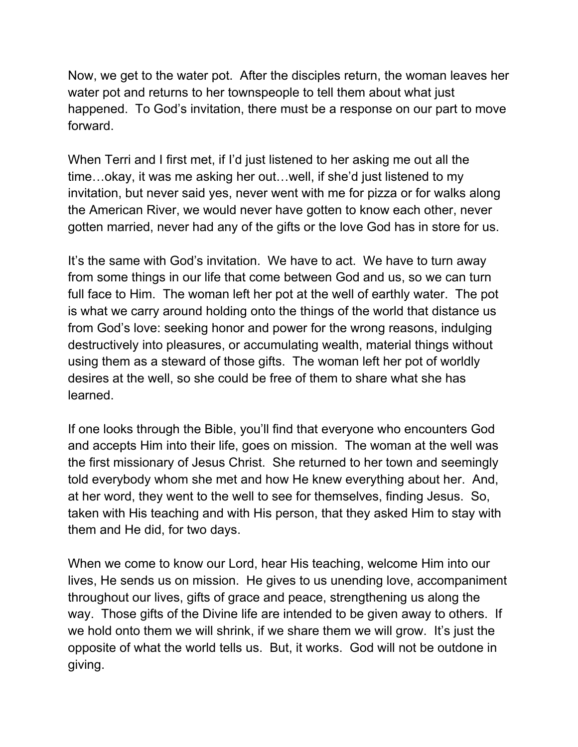Now, we get to the water pot. After the disciples return, the woman leaves her water pot and returns to her townspeople to tell them about what just happened. To God's invitation, there must be a response on our part to move forward.

When Terri and I first met, if I'd just listened to her asking me out all the time…okay, it was me asking her out…well, if she'd just listened to my invitation, but never said yes, never went with me for pizza or for walks along the American River, we would never have gotten to know each other, never gotten married, never had any of the gifts or the love God has in store for us.

It's the same with God's invitation. We have to act. We have to turn away from some things in our life that come between God and us, so we can turn full face to Him. The woman left her pot at the well of earthly water. The pot is what we carry around holding onto the things of the world that distance us from God's love: seeking honor and power for the wrong reasons, indulging destructively into pleasures, or accumulating wealth, material things without using them as a steward of those gifts. The woman left her pot of worldly desires at the well, so she could be free of them to share what she has learned.

If one looks through the Bible, you'll find that everyone who encounters God and accepts Him into their life, goes on mission. The woman at the well was the first missionary of Jesus Christ. She returned to her town and seemingly told everybody whom she met and how He knew everything about her. And, at her word, they went to the well to see for themselves, finding Jesus. So, taken with His teaching and with His person, that they asked Him to stay with them and He did, for two days.

When we come to know our Lord, hear His teaching, welcome Him into our lives, He sends us on mission. He gives to us unending love, accompaniment throughout our lives, gifts of grace and peace, strengthening us along the way. Those gifts of the Divine life are intended to be given away to others. If we hold onto them we will shrink, if we share them we will grow. It's just the opposite of what the world tells us. But, it works. God will not be outdone in giving.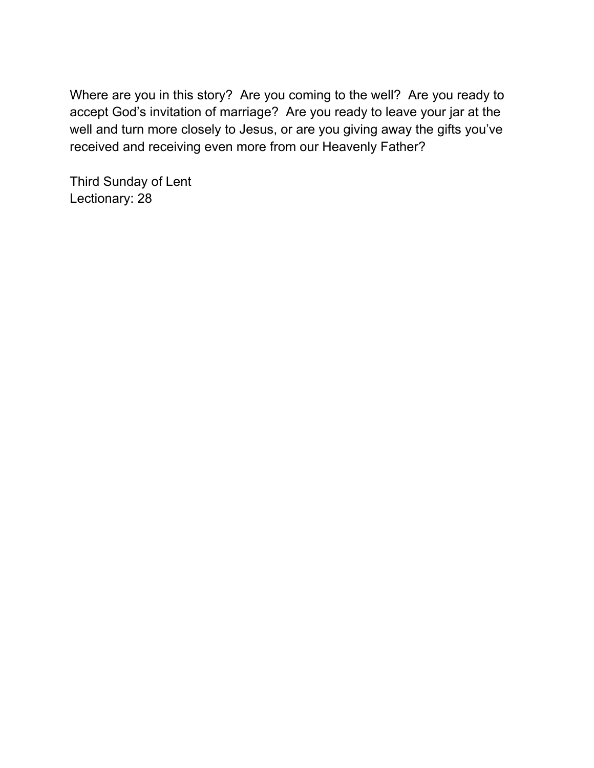Where are you in this story?  Are you coming to the well?  Are you ready to accept God's invitation of marriage?  Are you ready to leave your jar at the well and turn more closely to Jesus, or are you giving away the gifts you've received and receiving even more from our Heavenly Father?

Third Sunday of Lent
Lectionary: 28